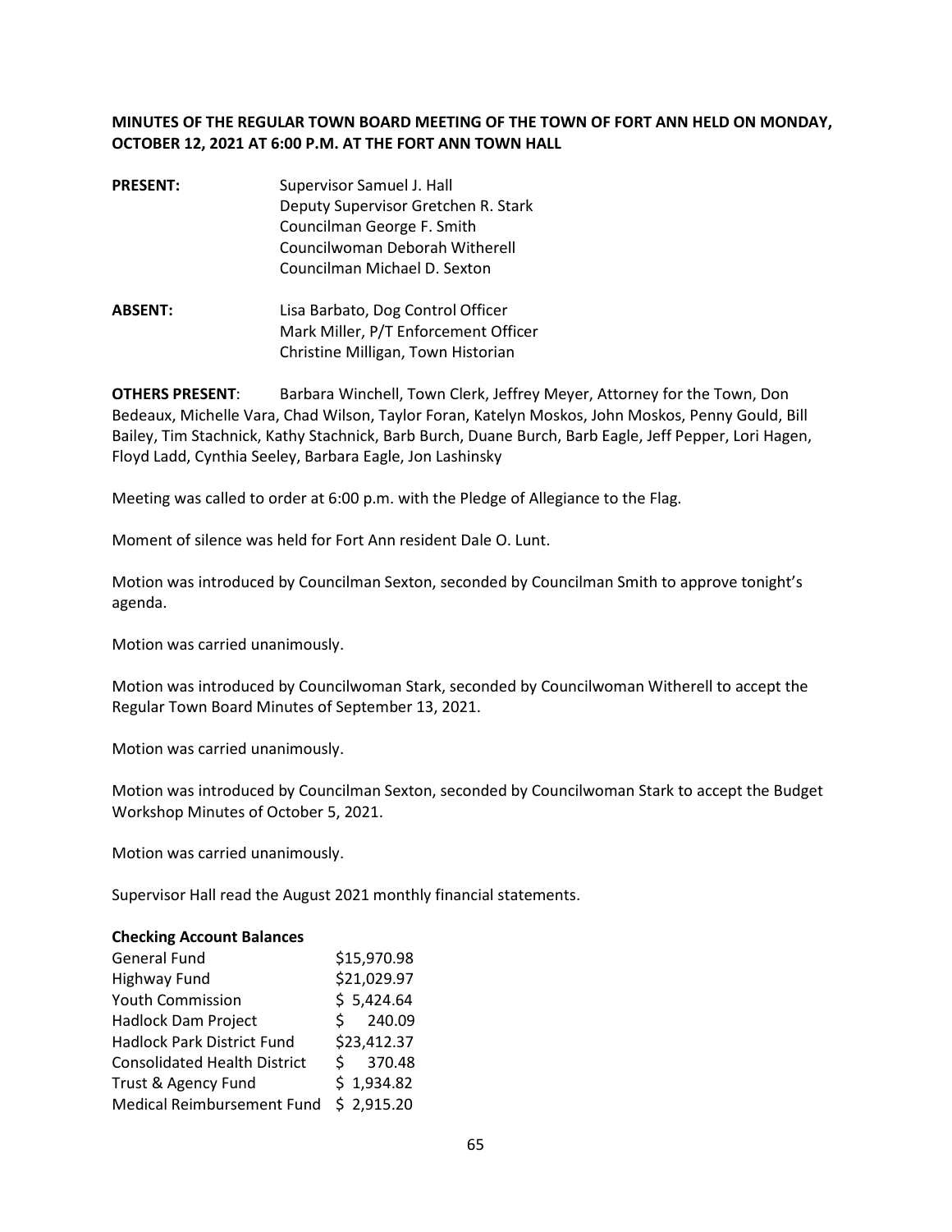**MINUTES OF THE REGULAR TOWN BOARD MEETING OF THE TOWN OF FORT ANN HELD ON MONDAY, OCTOBER 12, 2021 AT 6:00 P.M. AT THE FORT ANN TOWN HALL**

| | |
|---|---|
| **PRESENT:** | Supervisor Samuel J. Hall |
| | Deputy Supervisor Gretchen R. Stark |
| | Councilman George F. Smith |
| | Councilwoman Deborah Witherell |
| | Councilman Michael D. Sexton |
| **ABSENT:** | Lisa Barbato, Dog Control Officer |
| | Mark Miller, P/T Enforcement Officer |
| | Christine Milligan, Town Historian |

**OTHERS PRESENT**: Barbara Winchell, Town Clerk, Jeffrey Meyer, Attorney for the Town, Don Bedeaux, Michelle Vara, Chad Wilson, Taylor Foran, Katelyn Moskos, John Moskos, Penny Gould, Bill Bailey, Tim Stachnick, Kathy Stachnick, Barb Burch, Duane Burch, Barb Eagle, Jeff Pepper, Lori Hagen, Floyd Ladd, Cynthia Seeley, Barbara Eagle, Jon Lashinsky

Meeting was called to order at 6:00 p.m. with the Pledge of Allegiance to the Flag.

Moment of silence was held for Fort Ann resident Dale O. Lunt.

Motion was introduced by Councilman Sexton, seconded by Councilman Smith to approve tonight's agenda.

Motion was carried unanimously.

Motion was introduced by Councilwoman Stark, seconded by Councilwoman Witherell to accept the Regular Town Board Minutes of September 13, 2021.

Motion was carried unanimously.

Motion was introduced by Councilman Sexton, seconded by Councilwoman Stark to accept the Budget Workshop Minutes of October 5, 2021.

Motion was carried unanimously.

Supervisor Hall read the August 2021 monthly financial statements.

**Checking Account Balances**

| | |
|---|---|
| General Fund | $15,970.98 |
| Highway Fund | $21,029.97 |
| Youth Commission | $ 5,424.64 |
| Hadlock Dam Project | $ 240.09 |
| Hadlock Park District Fund | $23,412.37 |
| Consolidated Health District | $ 370.48 |
| Trust & Agency Fund | $ 1,934.82 |
| Medical Reimbursement Fund | $ 2,915.20 |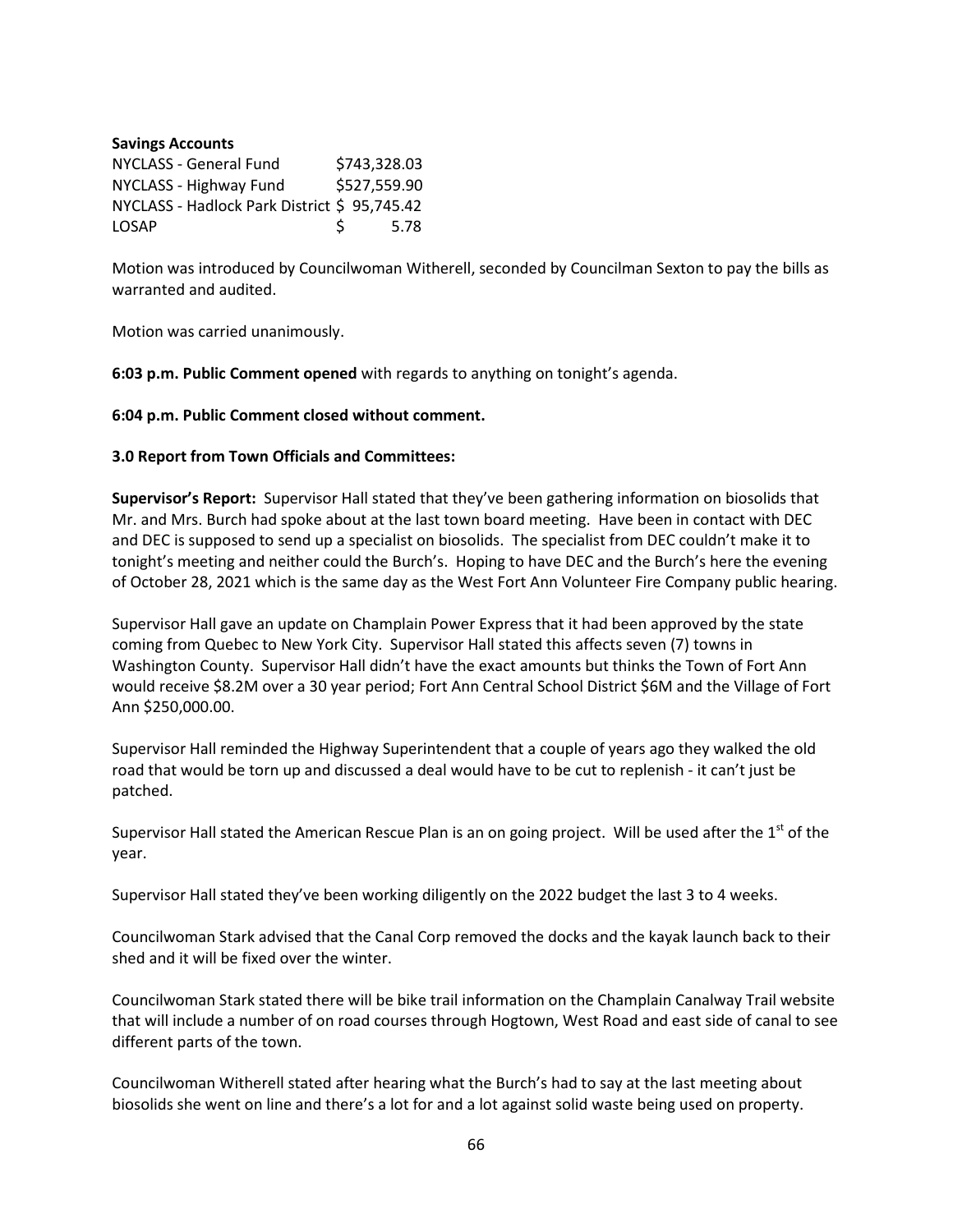**Savings Accounts**

| | |
|---|---|
| NYCLASS - General Fund | $743,328.03 |
| NYCLASS - Highway Fund | $527,559.90 |
| NYCLASS - Hadlock Park District | $ 95,745.42 |
| LOSAP | $ 5.78 |

Motion was introduced by Councilwoman Witherell, seconded by Councilman Sexton to pay the bills as warranted and audited.

Motion was carried unanimously.

**6:03 p.m. Public Comment opened** with regards to anything on tonight's agenda.

**6:04 p.m. Public Comment closed without comment.**

**3.0 Report from Town Officials and Committees:**

**Supervisor's Report:** Supervisor Hall stated that they've been gathering information on biosolids that Mr. and Mrs. Burch had spoke about at the last town board meeting. Have been in contact with DEC and DEC is supposed to send up a specialist on biosolids. The specialist from DEC couldn't make it to tonight's meeting and neither could the Burch's. Hoping to have DEC and the Burch's here the evening of October 28, 2021 which is the same day as the West Fort Ann Volunteer Fire Company public hearing.

Supervisor Hall gave an update on Champlain Power Express that it had been approved by the state coming from Quebec to New York City. Supervisor Hall stated this affects seven (7) towns in Washington County. Supervisor Hall didn't have the exact amounts but thinks the Town of Fort Ann would receive $8.2M over a 30 year period; Fort Ann Central School District $6M and the Village of Fort Ann $250,000.00.

Supervisor Hall reminded the Highway Superintendent that a couple of years ago they walked the old road that would be torn up and discussed a deal would have to be cut to replenish - it can't just be patched.

Supervisor Hall stated the American Rescue Plan is an on going project. Will be used after the 1st of the year.

Supervisor Hall stated they've been working diligently on the 2022 budget the last 3 to 4 weeks.

Councilwoman Stark advised that the Canal Corp removed the docks and the kayak launch back to their shed and it will be fixed over the winter.

Councilwoman Stark stated there will be bike trail information on the Champlain Canalway Trail website that will include a number of on road courses through Hogtown, West Road and east side of canal to see different parts of the town.

Councilwoman Witherell stated after hearing what the Burch's had to say at the last meeting about biosolids she went on line and there's a lot for and a lot against solid waste being used on property.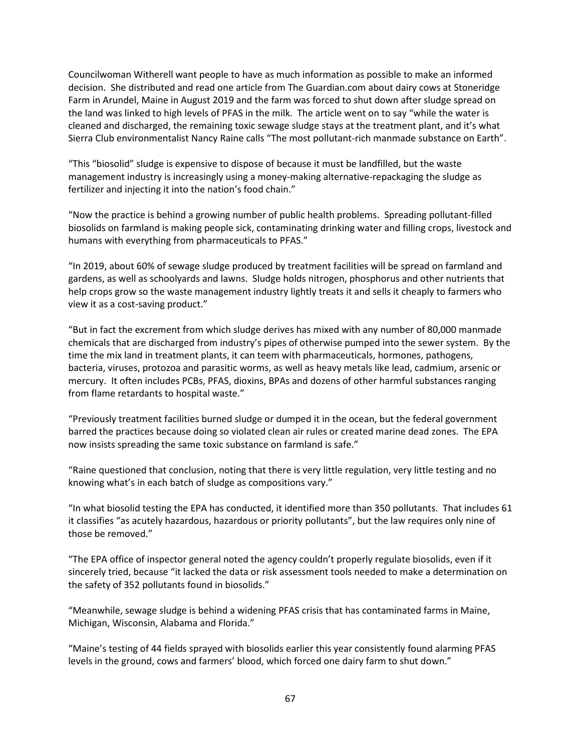Councilwoman Witherell want people to have as much information as possible to make an informed decision. She distributed and read one article from The Guardian.com about dairy cows at Stoneridge Farm in Arundel, Maine in August 2019 and the farm was forced to shut down after sludge spread on the land was linked to high levels of PFAS in the milk. The article went on to say "while the water is cleaned and discharged, the remaining toxic sewage sludge stays at the treatment plant, and it's what Sierra Club environmentalist Nancy Raine calls "The most pollutant-rich manmade substance on Earth".

"This "biosolid" sludge is expensive to dispose of because it must be landfilled, but the waste management industry is increasingly using a money-making alternative-repackaging the sludge as fertilizer and injecting it into the nation's food chain."

"Now the practice is behind a growing number of public health problems. Spreading pollutant-filled biosolids on farmland is making people sick, contaminating drinking water and filling crops, livestock and humans with everything from pharmaceuticals to PFAS."

"In 2019, about 60% of sewage sludge produced by treatment facilities will be spread on farmland and gardens, as well as schoolyards and lawns. Sludge holds nitrogen, phosphorus and other nutrients that help crops grow so the waste management industry lightly treats it and sells it cheaply to farmers who view it as a cost-saving product."

"But in fact the excrement from which sludge derives has mixed with any number of 80,000 manmade chemicals that are discharged from industry's pipes of otherwise pumped into the sewer system. By the time the mix land in treatment plants, it can teem with pharmaceuticals, hormones, pathogens, bacteria, viruses, protozoa and parasitic worms, as well as heavy metals like lead, cadmium, arsenic or mercury. It often includes PCBs, PFAS, dioxins, BPAs and dozens of other harmful substances ranging from flame retardants to hospital waste."

"Previously treatment facilities burned sludge or dumped it in the ocean, but the federal government barred the practices because doing so violated clean air rules or created marine dead zones. The EPA now insists spreading the same toxic substance on farmland is safe."

"Raine questioned that conclusion, noting that there is very little regulation, very little testing and no knowing what's in each batch of sludge as compositions vary."

"In what biosolid testing the EPA has conducted, it identified more than 350 pollutants. That includes 61 it classifies "as acutely hazardous, hazardous or priority pollutants", but the law requires only nine of those be removed."

"The EPA office of inspector general noted the agency couldn't properly regulate biosolids, even if it sincerely tried, because "it lacked the data or risk assessment tools needed to make a determination on the safety of 352 pollutants found in biosolids."

"Meanwhile, sewage sludge is behind a widening PFAS crisis that has contaminated farms in Maine, Michigan, Wisconsin, Alabama and Florida."

"Maine's testing of 44 fields sprayed with biosolids earlier this year consistently found alarming PFAS levels in the ground, cows and farmers' blood, which forced one dairy farm to shut down."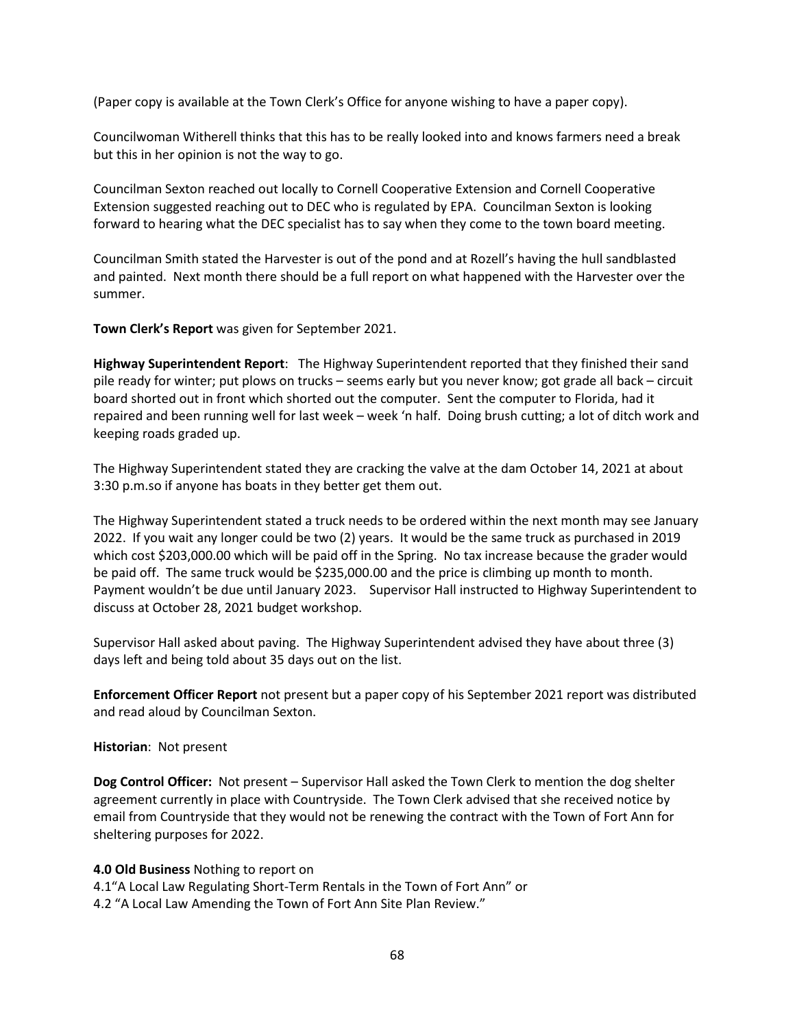(Paper copy is available at the Town Clerk's Office for anyone wishing to have a paper copy).

Councilwoman Witherell thinks that this has to be really looked into and knows farmers need a break but this in her opinion is not the way to go.

Councilman Sexton reached out locally to Cornell Cooperative Extension and Cornell Cooperative Extension suggested reaching out to DEC who is regulated by EPA. Councilman Sexton is looking forward to hearing what the DEC specialist has to say when they come to the town board meeting.

Councilman Smith stated the Harvester is out of the pond and at Rozell's having the hull sandblasted and painted. Next month there should be a full report on what happened with the Harvester over the summer.

**Town Clerk's Report** was given for September 2021.

**Highway Superintendent Report**: The Highway Superintendent reported that they finished their sand pile ready for winter; put plows on trucks – seems early but you never know; got grade all back – circuit board shorted out in front which shorted out the computer. Sent the computer to Florida, had it repaired and been running well for last week – week 'n half. Doing brush cutting; a lot of ditch work and keeping roads graded up.

The Highway Superintendent stated they are cracking the valve at the dam October 14, 2021 at about 3:30 p.m.so if anyone has boats in they better get them out.

The Highway Superintendent stated a truck needs to be ordered within the next month may see January 2022. If you wait any longer could be two (2) years. It would be the same truck as purchased in 2019 which cost $203,000.00 which will be paid off in the Spring. No tax increase because the grader would be paid off. The same truck would be $235,000.00 and the price is climbing up month to month. Payment wouldn't be due until January 2023. Supervisor Hall instructed to Highway Superintendent to discuss at October 28, 2021 budget workshop.

Supervisor Hall asked about paving. The Highway Superintendent advised they have about three (3) days left and being told about 35 days out on the list.

**Enforcement Officer Report** not present but a paper copy of his September 2021 report was distributed and read aloud by Councilman Sexton.

**Historian**: Not present

**Dog Control Officer:** Not present – Supervisor Hall asked the Town Clerk to mention the dog shelter agreement currently in place with Countryside. The Town Clerk advised that she received notice by email from Countryside that they would not be renewing the contract with the Town of Fort Ann for sheltering purposes for 2022.

**4.0 Old Business** Nothing to report on
4.1"A Local Law Regulating Short-Term Rentals in the Town of Fort Ann" or
4.2 "A Local Law Amending the Town of Fort Ann Site Plan Review."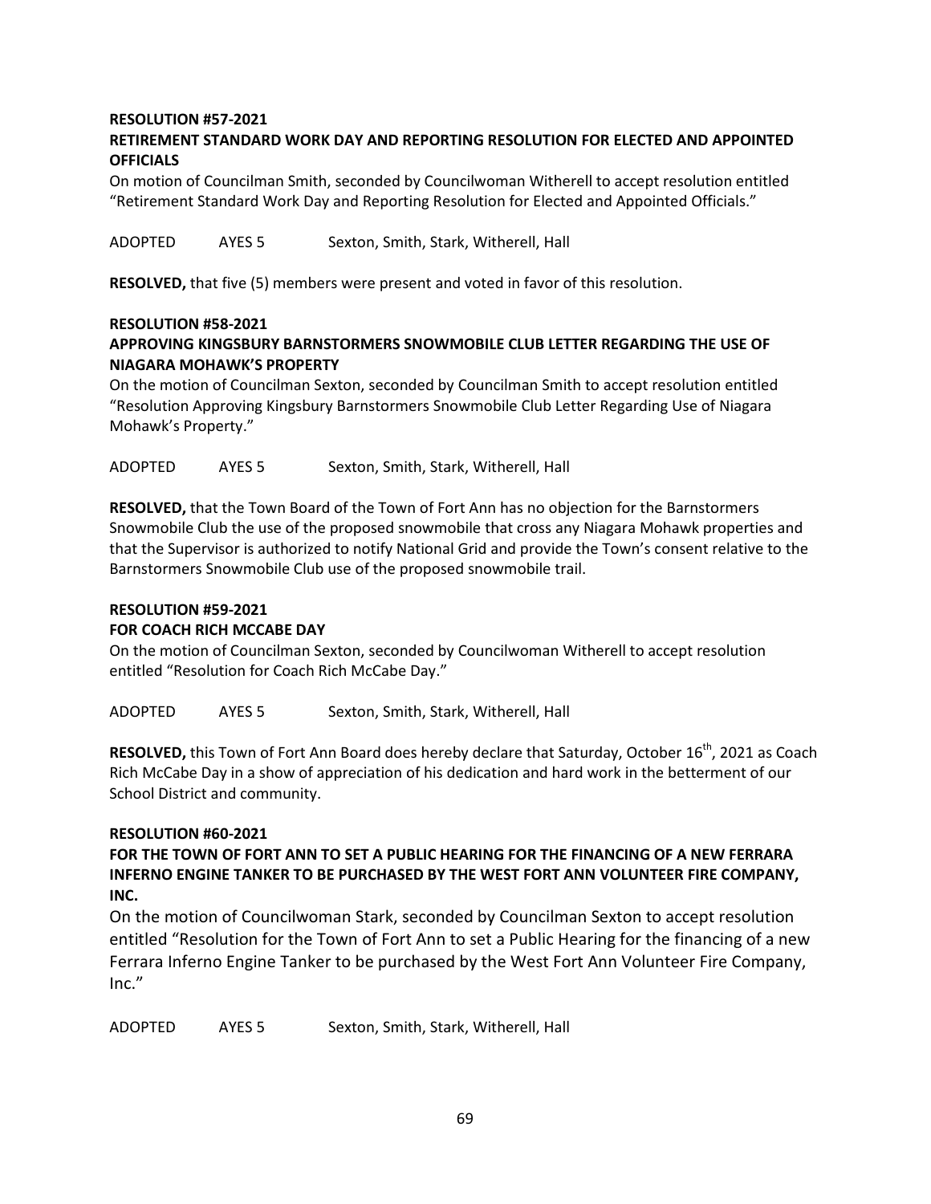**RESOLUTION #57-2021**

**RETIREMENT STANDARD WORK DAY AND REPORTING RESOLUTION FOR ELECTED AND APPOINTED OFFICIALS**

On motion of Councilman Smith, seconded by Councilwoman Witherell to accept resolution entitled "Retirement Standard Work Day and Reporting Resolution for Elected and Appointed Officials."

ADOPTED AYES 5 Sexton, Smith, Stark, Witherell, Hall

**RESOLVED,** that five (5) members were present and voted in favor of this resolution.

**RESOLUTION #58-2021**

**APPROVING KINGSBURY BARNSTORMERS SNOWMOBILE CLUB LETTER REGARDING THE USE OF NIAGARA MOHAWK'S PROPERTY**

On the motion of Councilman Sexton, seconded by Councilman Smith to accept resolution entitled "Resolution Approving Kingsbury Barnstormers Snowmobile Club Letter Regarding Use of Niagara Mohawk's Property."

ADOPTED AYES 5 Sexton, Smith, Stark, Witherell, Hall

**RESOLVED,** that the Town Board of the Town of Fort Ann has no objection for the Barnstormers Snowmobile Club the use of the proposed snowmobile that cross any Niagara Mohawk properties and that the Supervisor is authorized to notify National Grid and provide the Town's consent relative to the Barnstormers Snowmobile Club use of the proposed snowmobile trail.

**RESOLUTION #59-2021**

**FOR COACH RICH MCCABE DAY**

On the motion of Councilman Sexton, seconded by Councilwoman Witherell to accept resolution entitled "Resolution for Coach Rich McCabe Day."

ADOPTED AYES 5 Sexton, Smith, Stark, Witherell, Hall

**RESOLVED,** this Town of Fort Ann Board does hereby declare that Saturday, October 16th, 2021 as Coach Rich McCabe Day in a show of appreciation of his dedication and hard work in the betterment of our School District and community.

**RESOLUTION #60-2021**

**FOR THE TOWN OF FORT ANN TO SET A PUBLIC HEARING FOR THE FINANCING OF A NEW FERRARA INFERNO ENGINE TANKER TO BE PURCHASED BY THE WEST FORT ANN VOLUNTEER FIRE COMPANY, INC.**

On the motion of Councilwoman Stark, seconded by Councilman Sexton to accept resolution entitled "Resolution for the Town of Fort Ann to set a Public Hearing for the financing of a new Ferrara Inferno Engine Tanker to be purchased by the West Fort Ann Volunteer Fire Company, Inc."

ADOPTED AYES 5 Sexton, Smith, Stark, Witherell, Hall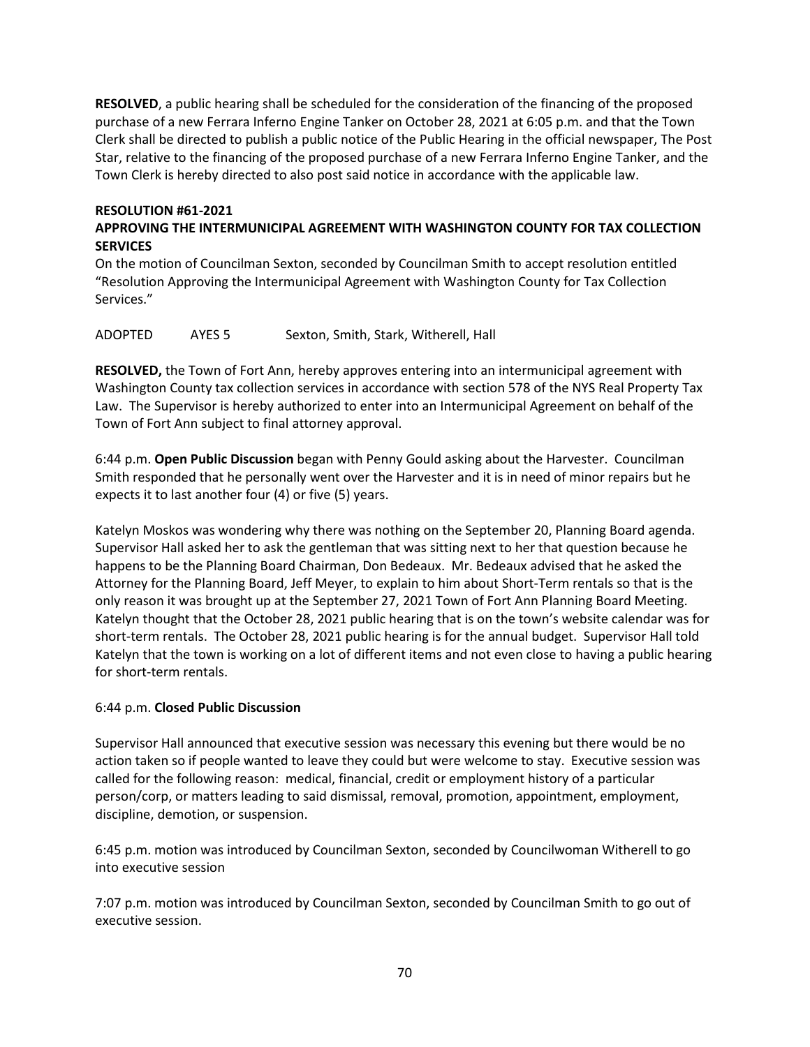**RESOLVED**, a public hearing shall be scheduled for the consideration of the financing of the proposed purchase of a new Ferrara Inferno Engine Tanker on October 28, 2021 at 6:05 p.m. and that the Town Clerk shall be directed to publish a public notice of the Public Hearing in the official newspaper, The Post Star, relative to the financing of the proposed purchase of a new Ferrara Inferno Engine Tanker, and the Town Clerk is hereby directed to also post said notice in accordance with the applicable law.

**RESOLUTION #61-2021**
**APPROVING THE INTERMUNICIPAL AGREEMENT WITH WASHINGTON COUNTY FOR TAX COLLECTION SERVICES**

On the motion of Councilman Sexton, seconded by Councilman Smith to accept resolution entitled "Resolution Approving the Intermunicipal Agreement with Washington County for Tax Collection Services."

ADOPTED AYES 5 Sexton, Smith, Stark, Witherell, Hall

**RESOLVED,** the Town of Fort Ann, hereby approves entering into an intermunicipal agreement with Washington County tax collection services in accordance with section 578 of the NYS Real Property Tax Law. The Supervisor is hereby authorized to enter into an Intermunicipal Agreement on behalf of the Town of Fort Ann subject to final attorney approval.

6:44 p.m. **Open Public Discussion** began with Penny Gould asking about the Harvester. Councilman Smith responded that he personally went over the Harvester and it is in need of minor repairs but he expects it to last another four (4) or five (5) years.

Katelyn Moskos was wondering why there was nothing on the September 20, Planning Board agenda. Supervisor Hall asked her to ask the gentleman that was sitting next to her that question because he happens to be the Planning Board Chairman, Don Bedeaux. Mr. Bedeaux advised that he asked the Attorney for the Planning Board, Jeff Meyer, to explain to him about Short-Term rentals so that is the only reason it was brought up at the September 27, 2021 Town of Fort Ann Planning Board Meeting. Katelyn thought that the October 28, 2021 public hearing that is on the town's website calendar was for short-term rentals. The October 28, 2021 public hearing is for the annual budget. Supervisor Hall told Katelyn that the town is working on a lot of different items and not even close to having a public hearing for short-term rentals.

6:44 p.m. **Closed Public Discussion**

Supervisor Hall announced that executive session was necessary this evening but there would be no action taken so if people wanted to leave they could but were welcome to stay. Executive session was called for the following reason: medical, financial, credit or employment history of a particular person/corp, or matters leading to said dismissal, removal, promotion, appointment, employment, discipline, demotion, or suspension.

6:45 p.m. motion was introduced by Councilman Sexton, seconded by Councilwoman Witherell to go into executive session

7:07 p.m. motion was introduced by Councilman Sexton, seconded by Councilman Smith to go out of executive session.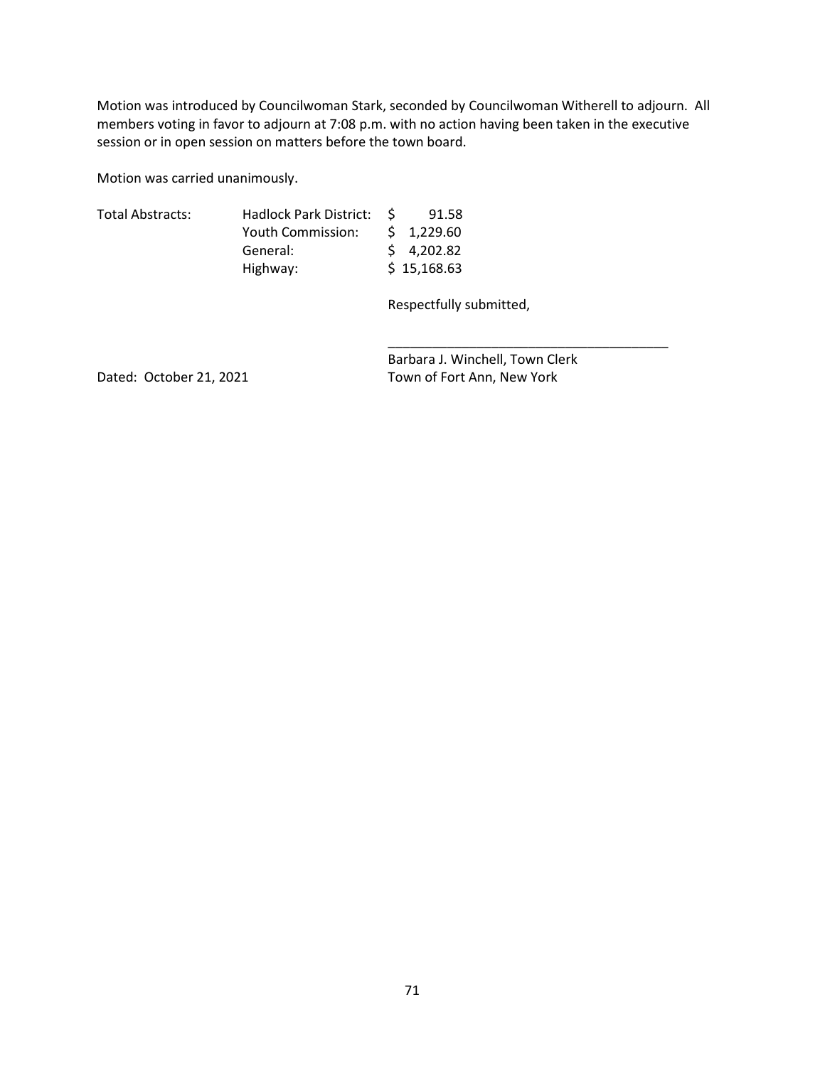Motion was introduced by Councilwoman Stark, seconded by Councilwoman Witherell to adjourn. All members voting in favor to adjourn at 7:08 p.m. with no action having been taken in the executive session or in open session on matters before the town board.

Motion was carried unanimously.

| | | |
|---|---|---|
| Total Abstracts: | Hadlock Park District: | $ 91.58 |
| | Youth Commission: | $ 1,229.60 |
| | General: | $ 4,202.82 |
| | Highway: | $ 15,168.63 |

Respectfully submitted,

_______________________________________

Barbara J. Winchell, Town Clerk
Town of Fort Ann, New York

Dated: October 21, 2021